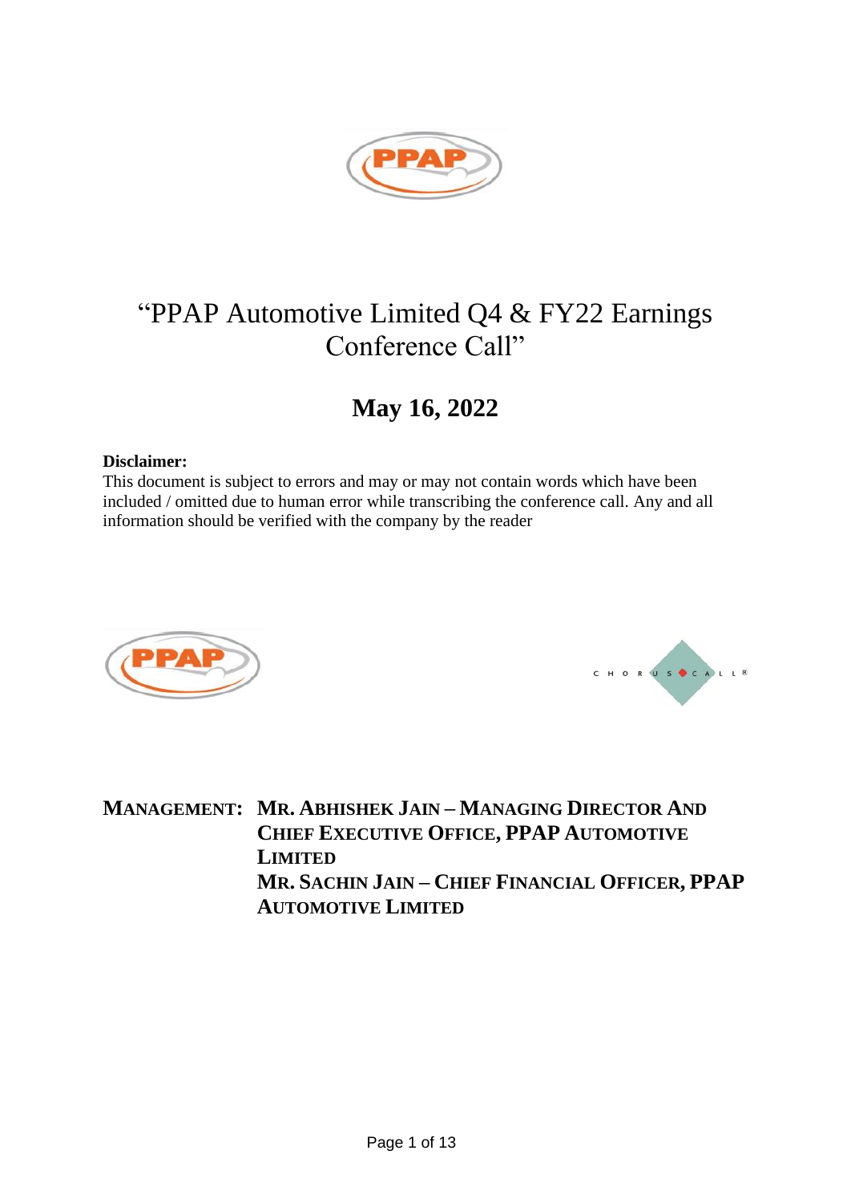# "PPAP Automotive Limited Q4 & FY22 Earnings Conference Call"

## May 16, 2022

**Disclaimer:**
This document is subject to errors and may or may not contain words which have been included / omitted due to human error while transcribing the conference call. Any and all information should be verified with the company by the reader

**MANAGEMENT: MR. ABHISHEK JAIN – MANAGING DIRECTOR AND CHIEF EXECUTIVE OFFICE, PPAP AUTOMOTIVE LIMITED**
**MR. SACHIN JAIN – CHIEF FINANCIAL OFFICER, PPAP AUTOMOTIVE LIMITED**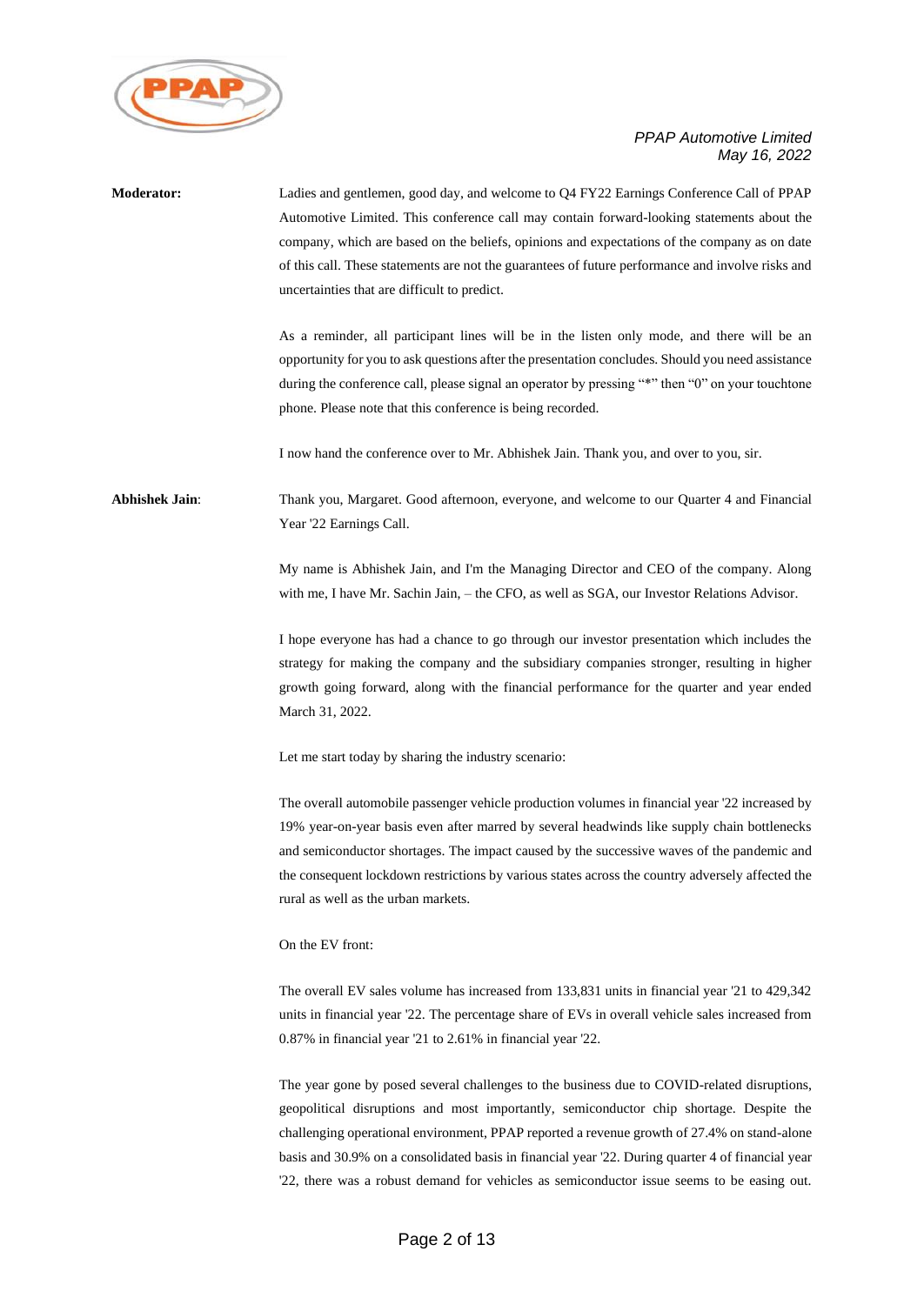**Moderator:** Ladies and gentlemen, good day, and welcome to Q4 FY22 Earnings Conference Call of PPAP Automotive Limited. This conference call may contain forward-looking statements about the company, which are based on the beliefs, opinions and expectations of the company as on date of this call. These statements are not the guarantees of future performance and involve risks and uncertainties that are difficult to predict.

As a reminder, all participant lines will be in the listen only mode, and there will be an opportunity for you to ask questions after the presentation concludes. Should you need assistance during the conference call, please signal an operator by pressing "*" then "0" on your touchtone phone. Please note that this conference is being recorded.

I now hand the conference over to Mr. Abhishek Jain. Thank you, and over to you, sir.

**Abhishek Jain**: Thank you, Margaret. Good afternoon, everyone, and welcome to our Quarter 4 and Financial Year '22 Earnings Call.

My name is Abhishek Jain, and I'm the Managing Director and CEO of the company. Along with me, I have Mr. Sachin Jain, – the CFO, as well as SGA, our Investor Relations Advisor.

I hope everyone has had a chance to go through our investor presentation which includes the strategy for making the company and the subsidiary companies stronger, resulting in higher growth going forward, along with the financial performance for the quarter and year ended March 31, 2022.

Let me start today by sharing the industry scenario:

The overall automobile passenger vehicle production volumes in financial year '22 increased by 19% year-on-year basis even after marred by several headwinds like supply chain bottlenecks and semiconductor shortages. The impact caused by the successive waves of the pandemic and the consequent lockdown restrictions by various states across the country adversely affected the rural as well as the urban markets.

On the EV front:

The overall EV sales volume has increased from 133,831 units in financial year '21 to 429,342 units in financial year '22. The percentage share of EVs in overall vehicle sales increased from 0.87% in financial year '21 to 2.61% in financial year '22.

The year gone by posed several challenges to the business due to COVID-related disruptions, geopolitical disruptions and most importantly, semiconductor chip shortage. Despite the challenging operational environment, PPAP reported a revenue growth of 27.4% on stand-alone basis and 30.9% on a consolidated basis in financial year '22. During quarter 4 of financial year '22, there was a robust demand for vehicles as semiconductor issue seems to be easing out.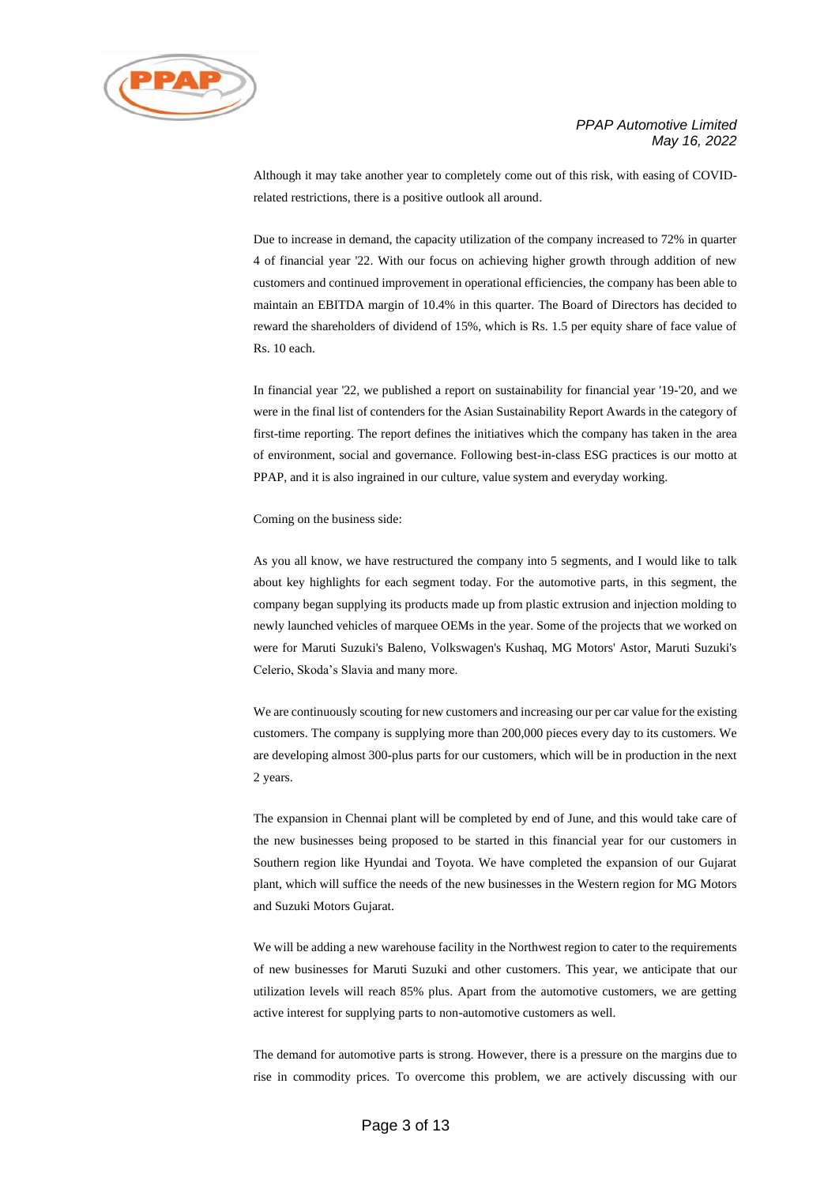Although it may take another year to completely come out of this risk, with easing of COVID-related restrictions, there is a positive outlook all around.

Due to increase in demand, the capacity utilization of the company increased to 72% in quarter 4 of financial year '22. With our focus on achieving higher growth through addition of new customers and continued improvement in operational efficiencies, the company has been able to maintain an EBITDA margin of 10.4% in this quarter. The Board of Directors has decided to reward the shareholders of dividend of 15%, which is Rs. 1.5 per equity share of face value of Rs. 10 each.

In financial year '22, we published a report on sustainability for financial year '19-'20, and we were in the final list of contenders for the Asian Sustainability Report Awards in the category of first-time reporting. The report defines the initiatives which the company has taken in the area of environment, social and governance. Following best-in-class ESG practices is our motto at PPAP, and it is also ingrained in our culture, value system and everyday working.

Coming on the business side:

As you all know, we have restructured the company into 5 segments, and I would like to talk about key highlights for each segment today. For the automotive parts, in this segment, the company began supplying its products made up from plastic extrusion and injection molding to newly launched vehicles of marquee OEMs in the year. Some of the projects that we worked on were for Maruti Suzuki's Baleno, Volkswagen's Kushaq, MG Motors' Astor, Maruti Suzuki's Celerio, Skoda's Slavia and many more.

We are continuously scouting for new customers and increasing our per car value for the existing customers. The company is supplying more than 200,000 pieces every day to its customers. We are developing almost 300-plus parts for our customers, which will be in production in the next 2 years.

The expansion in Chennai plant will be completed by end of June, and this would take care of the new businesses being proposed to be started in this financial year for our customers in Southern region like Hyundai and Toyota. We have completed the expansion of our Gujarat plant, which will suffice the needs of the new businesses in the Western region for MG Motors and Suzuki Motors Gujarat.

We will be adding a new warehouse facility in the Northwest region to cater to the requirements of new businesses for Maruti Suzuki and other customers. This year, we anticipate that our utilization levels will reach 85% plus. Apart from the automotive customers, we are getting active interest for supplying parts to non-automotive customers as well.

The demand for automotive parts is strong. However, there is a pressure on the margins due to rise in commodity prices. To overcome this problem, we are actively discussing with our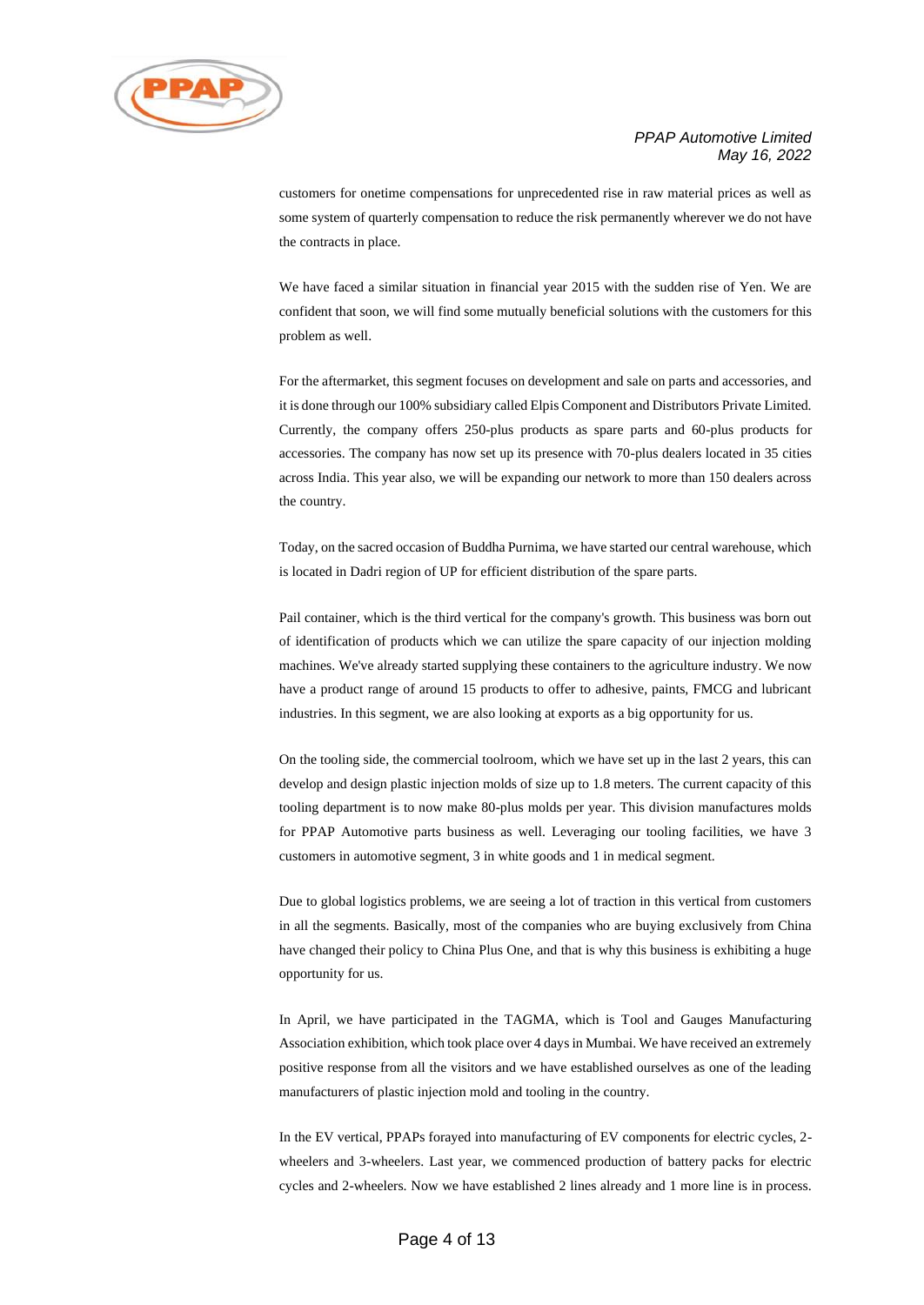customers for onetime compensations for unprecedented rise in raw material prices as well as some system of quarterly compensation to reduce the risk permanently wherever we do not have the contracts in place.

We have faced a similar situation in financial year 2015 with the sudden rise of Yen. We are confident that soon, we will find some mutually beneficial solutions with the customers for this problem as well.

For the aftermarket, this segment focuses on development and sale on parts and accessories, and it is done through our 100% subsidiary called Elpis Component and Distributors Private Limited. Currently, the company offers 250-plus products as spare parts and 60-plus products for accessories. The company has now set up its presence with 70-plus dealers located in 35 cities across India. This year also, we will be expanding our network to more than 150 dealers across the country.

Today, on the sacred occasion of Buddha Purnima, we have started our central warehouse, which is located in Dadri region of UP for efficient distribution of the spare parts.

Pail container, which is the third vertical for the company's growth. This business was born out of identification of products which we can utilize the spare capacity of our injection molding machines. We've already started supplying these containers to the agriculture industry. We now have a product range of around 15 products to offer to adhesive, paints, FMCG and lubricant industries. In this segment, we are also looking at exports as a big opportunity for us.

On the tooling side, the commercial toolroom, which we have set up in the last 2 years, this can develop and design plastic injection molds of size up to 1.8 meters. The current capacity of this tooling department is to now make 80-plus molds per year. This division manufactures molds for PPAP Automotive parts business as well. Leveraging our tooling facilities, we have 3 customers in automotive segment, 3 in white goods and 1 in medical segment.

Due to global logistics problems, we are seeing a lot of traction in this vertical from customers in all the segments. Basically, most of the companies who are buying exclusively from China have changed their policy to China Plus One, and that is why this business is exhibiting a huge opportunity for us.

In April, we have participated in the TAGMA, which is Tool and Gauges Manufacturing Association exhibition, which took place over 4 days in Mumbai. We have received an extremely positive response from all the visitors and we have established ourselves as one of the leading manufacturers of plastic injection mold and tooling in the country.

In the EV vertical, PPAPs forayed into manufacturing of EV components for electric cycles, 2-wheelers and 3-wheelers. Last year, we commenced production of battery packs for electric cycles and 2-wheelers. Now we have established 2 lines already and 1 more line is in process.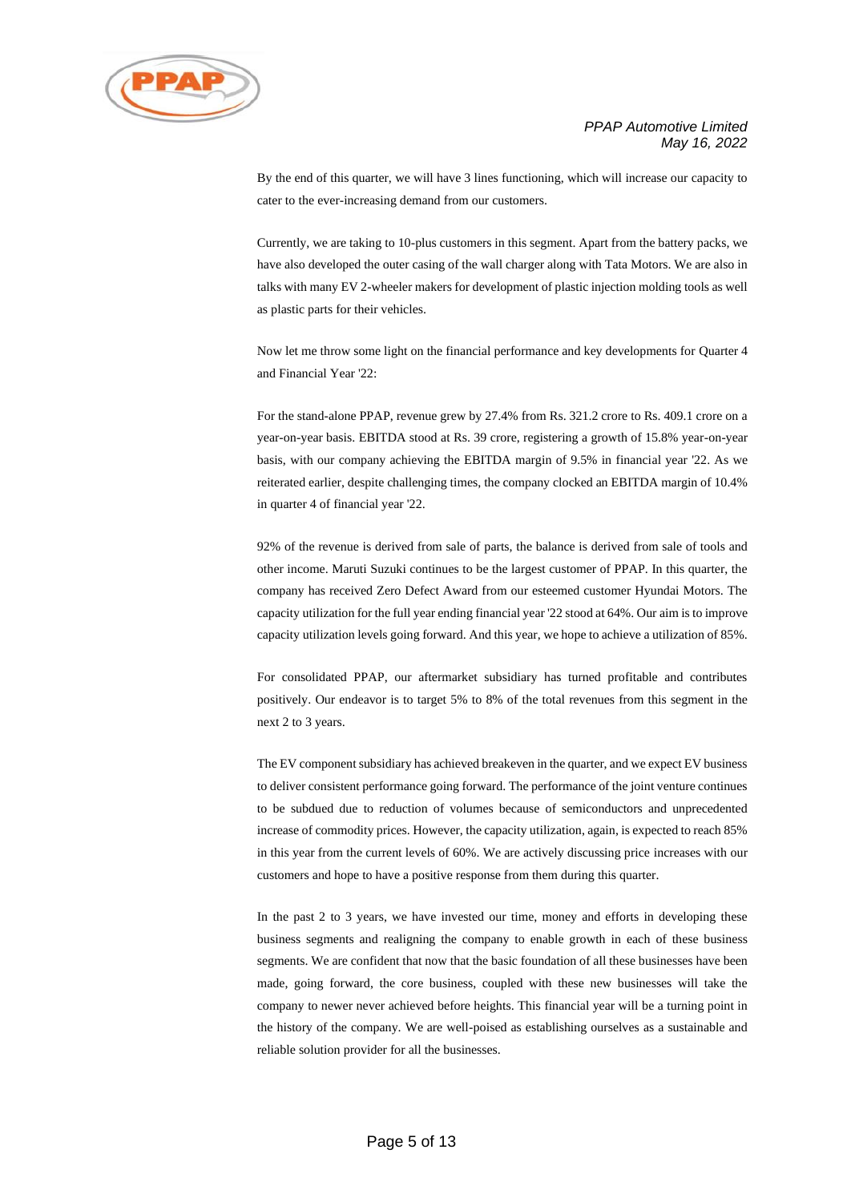By the end of this quarter, we will have 3 lines functioning, which will increase our capacity to cater to the ever-increasing demand from our customers.

Currently, we are taking to 10-plus customers in this segment. Apart from the battery packs, we have also developed the outer casing of the wall charger along with Tata Motors. We are also in talks with many EV 2-wheeler makers for development of plastic injection molding tools as well as plastic parts for their vehicles.

Now let me throw some light on the financial performance and key developments for Quarter 4 and Financial Year '22:

For the stand-alone PPAP, revenue grew by 27.4% from Rs. 321.2 crore to Rs. 409.1 crore on a year-on-year basis. EBITDA stood at Rs. 39 crore, registering a growth of 15.8% year-on-year basis, with our company achieving the EBITDA margin of 9.5% in financial year '22. As we reiterated earlier, despite challenging times, the company clocked an EBITDA margin of 10.4% in quarter 4 of financial year '22.

92% of the revenue is derived from sale of parts, the balance is derived from sale of tools and other income. Maruti Suzuki continues to be the largest customer of PPAP. In this quarter, the company has received Zero Defect Award from our esteemed customer Hyundai Motors. The capacity utilization for the full year ending financial year '22 stood at 64%. Our aim is to improve capacity utilization levels going forward. And this year, we hope to achieve a utilization of 85%.

For consolidated PPAP, our aftermarket subsidiary has turned profitable and contributes positively. Our endeavor is to target 5% to 8% of the total revenues from this segment in the next 2 to 3 years.

The EV component subsidiary has achieved breakeven in the quarter, and we expect EV business to deliver consistent performance going forward. The performance of the joint venture continues to be subdued due to reduction of volumes because of semiconductors and unprecedented increase of commodity prices. However, the capacity utilization, again, is expected to reach 85% in this year from the current levels of 60%. We are actively discussing price increases with our customers and hope to have a positive response from them during this quarter.

In the past 2 to 3 years, we have invested our time, money and efforts in developing these business segments and realigning the company to enable growth in each of these business segments. We are confident that now that the basic foundation of all these businesses have been made, going forward, the core business, coupled with these new businesses will take the company to newer never achieved before heights. This financial year will be a turning point in the history of the company. We are well-poised as establishing ourselves as a sustainable and reliable solution provider for all the businesses.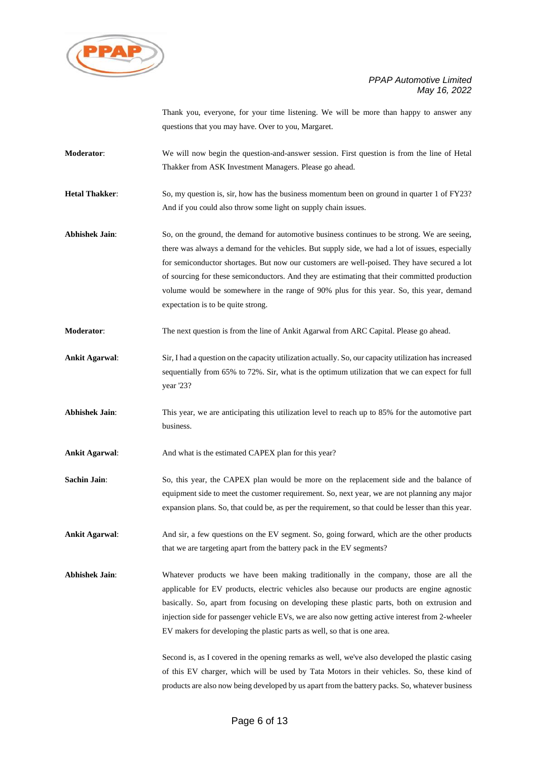Thank you, everyone, for your time listening. We will be more than happy to answer any questions that you may have. Over to you, Margaret.

**Moderator**: We will now begin the question-and-answer session. First question is from the line of Hetal Thakker from ASK Investment Managers. Please go ahead.

**Hetal Thakker**: So, my question is, sir, how has the business momentum been on ground in quarter 1 of FY23? And if you could also throw some light on supply chain issues.

**Abhishek Jain**: So, on the ground, the demand for automotive business continues to be strong. We are seeing, there was always a demand for the vehicles. But supply side, we had a lot of issues, especially for semiconductor shortages. But now our customers are well-poised. They have secured a lot of sourcing for these semiconductors. And they are estimating that their committed production volume would be somewhere in the range of 90% plus for this year. So, this year, demand expectation is to be quite strong.

**Moderator**: The next question is from the line of Ankit Agarwal from ARC Capital. Please go ahead.

**Ankit Agarwal**: Sir, I had a question on the capacity utilization actually. So, our capacity utilization has increased sequentially from 65% to 72%. Sir, what is the optimum utilization that we can expect for full year '23?

**Abhishek Jain**: This year, we are anticipating this utilization level to reach up to 85% for the automotive part business.

**Ankit Agarwal**: And what is the estimated CAPEX plan for this year?

**Sachin Jain**: So, this year, the CAPEX plan would be more on the replacement side and the balance of equipment side to meet the customer requirement. So, next year, we are not planning any major expansion plans. So, that could be, as per the requirement, so that could be lesser than this year.

**Ankit Agarwal**: And sir, a few questions on the EV segment. So, going forward, which are the other products that we are targeting apart from the battery pack in the EV segments?

**Abhishek Jain**: Whatever products we have been making traditionally in the company, those are all the applicable for EV products, electric vehicles also because our products are engine agnostic basically. So, apart from focusing on developing these plastic parts, both on extrusion and injection side for passenger vehicle EVs, we are also now getting active interest from 2-wheeler EV makers for developing the plastic parts as well, so that is one area.

Second is, as I covered in the opening remarks as well, we've also developed the plastic casing of this EV charger, which will be used by Tata Motors in their vehicles. So, these kind of products are also now being developed by us apart from the battery packs. So, whatever business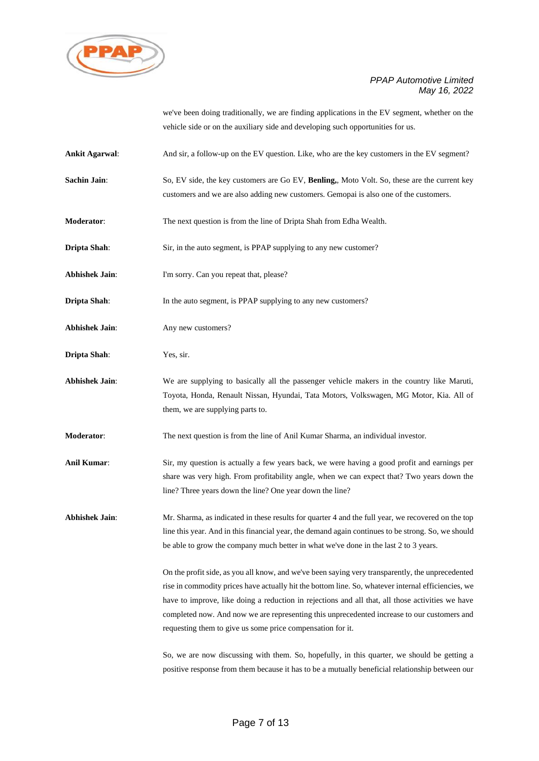we've been doing traditionally, we are finding applications in the EV segment, whether on the vehicle side or on the auxiliary side and developing such opportunities for us.

**Ankit Agarwal**: And sir, a follow-up on the EV question. Like, who are the key customers in the EV segment?

**Sachin Jain**: So, EV side, the key customers are Go EV, **Benling,**, Moto Volt. So, these are the current key customers and we are also adding new customers. Gemopai is also one of the customers.

**Moderator**: The next question is from the line of Dripta Shah from Edha Wealth.

**Dripta Shah**: Sir, in the auto segment, is PPAP supplying to any new customer?

**Abhishek Jain**: I'm sorry. Can you repeat that, please?

**Dripta Shah**: In the auto segment, is PPAP supplying to any new customers?

**Abhishek Jain**: Any new customers?

**Dripta Shah**: Yes, sir.

**Abhishek Jain**: We are supplying to basically all the passenger vehicle makers in the country like Maruti, Toyota, Honda, Renault Nissan, Hyundai, Tata Motors, Volkswagen, MG Motor, Kia. All of them, we are supplying parts to.

**Moderator**: The next question is from the line of Anil Kumar Sharma, an individual investor.

**Anil Kumar**: Sir, my question is actually a few years back, we were having a good profit and earnings per share was very high. From profitability angle, when we can expect that? Two years down the line? Three years down the line? One year down the line?

**Abhishek Jain**: Mr. Sharma, as indicated in these results for quarter 4 and the full year, we recovered on the top line this year. And in this financial year, the demand again continues to be strong. So, we should be able to grow the company much better in what we've done in the last 2 to 3 years.

On the profit side, as you all know, and we've been saying very transparently, the unprecedented rise in commodity prices have actually hit the bottom line. So, whatever internal efficiencies, we have to improve, like doing a reduction in rejections and all that, all those activities we have completed now. And now we are representing this unprecedented increase to our customers and requesting them to give us some price compensation for it.

So, we are now discussing with them. So, hopefully, in this quarter, we should be getting a positive response from them because it has to be a mutually beneficial relationship between our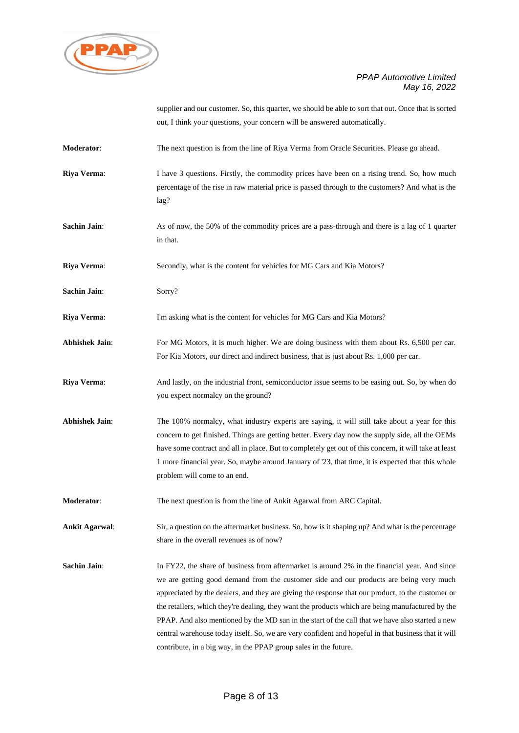supplier and our customer. So, this quarter, we should be able to sort that out. Once that is sorted out, I think your questions, your concern will be answered automatically.

**Moderator**: The next question is from the line of Riya Verma from Oracle Securities. Please go ahead.

**Riya Verma**: I have 3 questions. Firstly, the commodity prices have been on a rising trend. So, how much percentage of the rise in raw material price is passed through to the customers? And what is the lag?

**Sachin Jain**: As of now, the 50% of the commodity prices are a pass-through and there is a lag of 1 quarter in that.

**Riya Verma**: Secondly, what is the content for vehicles for MG Cars and Kia Motors?

**Sachin Jain**: Sorry?

**Riya Verma**: I'm asking what is the content for vehicles for MG Cars and Kia Motors?

**Abhishek Jain**: For MG Motors, it is much higher. We are doing business with them about Rs. 6,500 per car. For Kia Motors, our direct and indirect business, that is just about Rs. 1,000 per car.

**Riya Verma**: And lastly, on the industrial front, semiconductor issue seems to be easing out. So, by when do you expect normalcy on the ground?

**Abhishek Jain**: The 100% normalcy, what industry experts are saying, it will still take about a year for this concern to get finished. Things are getting better. Every day now the supply side, all the OEMs have some contract and all in place. But to completely get out of this concern, it will take at least 1 more financial year. So, maybe around January of '23, that time, it is expected that this whole problem will come to an end.

**Moderator**: The next question is from the line of Ankit Agarwal from ARC Capital.

**Ankit Agarwal**: Sir, a question on the aftermarket business. So, how is it shaping up? And what is the percentage share in the overall revenues as of now?

**Sachin Jain**: In FY22, the share of business from aftermarket is around 2% in the financial year. And since we are getting good demand from the customer side and our products are being very much appreciated by the dealers, and they are giving the response that our product, to the customer or the retailers, which they're dealing, they want the products which are being manufactured by the PPAP. And also mentioned by the MD san in the start of the call that we have also started a new central warehouse today itself. So, we are very confident and hopeful in that business that it will contribute, in a big way, in the PPAP group sales in the future.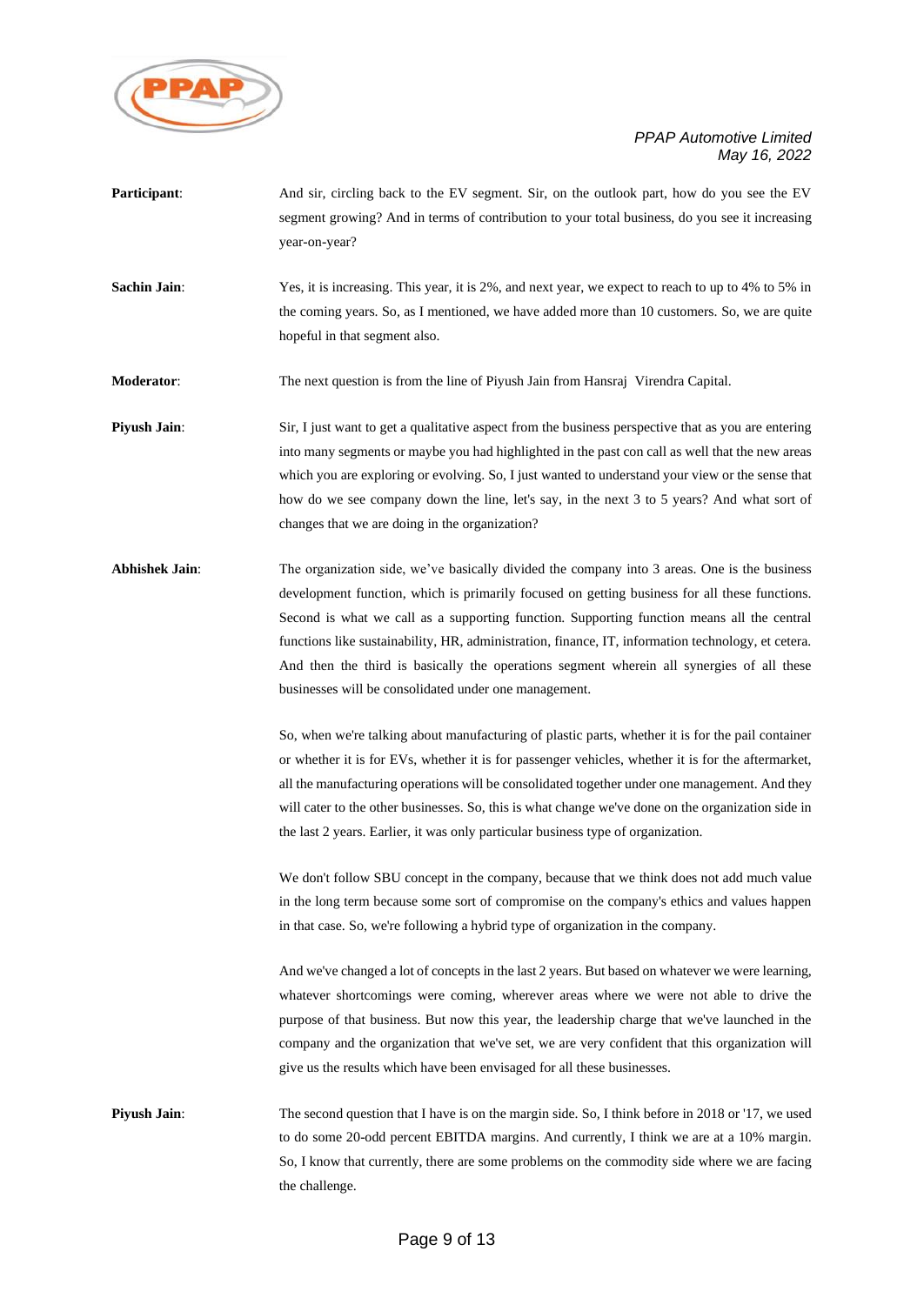**Participant**: And sir, circling back to the EV segment. Sir, on the outlook part, how do you see the EV segment growing? And in terms of contribution to your total business, do you see it increasing year-on-year?

**Sachin Jain**: Yes, it is increasing. This year, it is 2%, and next year, we expect to reach to up to 4% to 5% in the coming years. So, as I mentioned, we have added more than 10 customers. So, we are quite hopeful in that segment also.

**Moderator**: The next question is from the line of Piyush Jain from Hansraj Virendra Capital.

**Piyush Jain**: Sir, I just want to get a qualitative aspect from the business perspective that as you are entering into many segments or maybe you had highlighted in the past con call as well that the new areas which you are exploring or evolving. So, I just wanted to understand your view or the sense that how do we see company down the line, let's say, in the next 3 to 5 years? And what sort of changes that we are doing in the organization?

**Abhishek Jain**: The organization side, we've basically divided the company into 3 areas. One is the business development function, which is primarily focused on getting business for all these functions. Second is what we call as a supporting function. Supporting function means all the central functions like sustainability, HR, administration, finance, IT, information technology, et cetera. And then the third is basically the operations segment wherein all synergies of all these businesses will be consolidated under one management.

So, when we're talking about manufacturing of plastic parts, whether it is for the pail container or whether it is for EVs, whether it is for passenger vehicles, whether it is for the aftermarket, all the manufacturing operations will be consolidated together under one management. And they will cater to the other businesses. So, this is what change we've done on the organization side in the last 2 years. Earlier, it was only particular business type of organization.

We don't follow SBU concept in the company, because that we think does not add much value in the long term because some sort of compromise on the company's ethics and values happen in that case. So, we're following a hybrid type of organization in the company.

And we've changed a lot of concepts in the last 2 years. But based on whatever we were learning, whatever shortcomings were coming, wherever areas where we were not able to drive the purpose of that business. But now this year, the leadership charge that we've launched in the company and the organization that we've set, we are very confident that this organization will give us the results which have been envisaged for all these businesses.

**Piyush Jain**: The second question that I have is on the margin side. So, I think before in 2018 or '17, we used to do some 20-odd percent EBITDA margins. And currently, I think we are at a 10% margin. So, I know that currently, there are some problems on the commodity side where we are facing the challenge.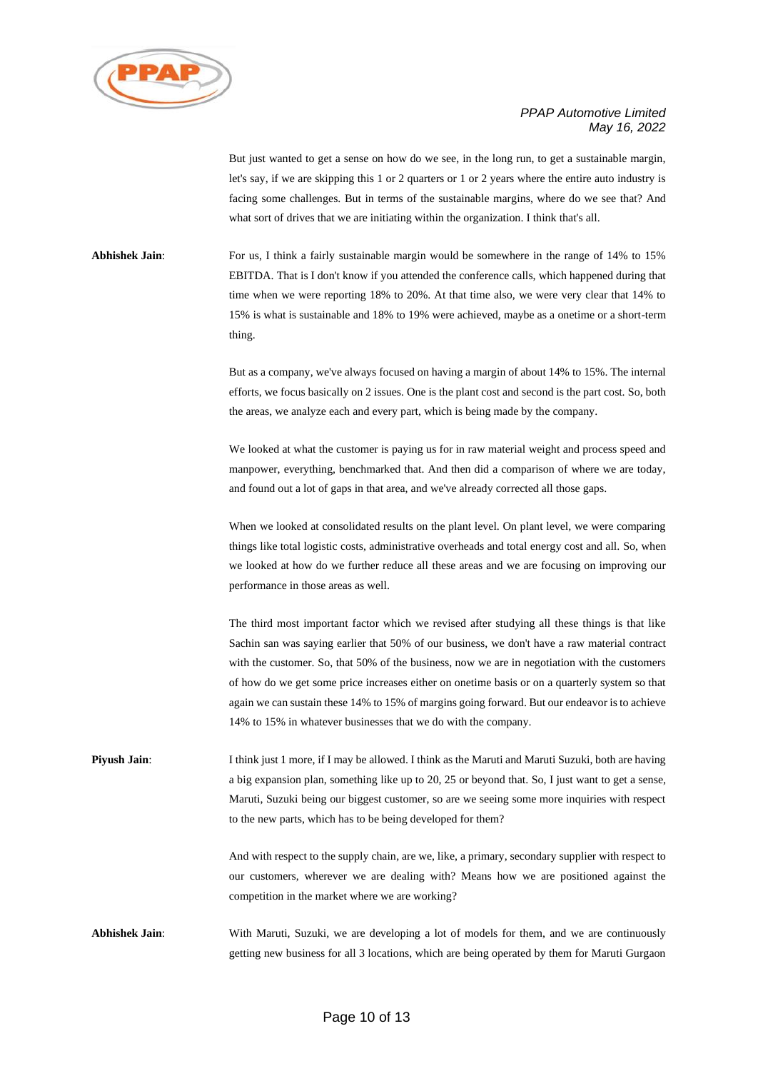But just wanted to get a sense on how do we see, in the long run, to get a sustainable margin, let's say, if we are skipping this 1 or 2 quarters or 1 or 2 years where the entire auto industry is facing some challenges. But in terms of the sustainable margins, where do we see that? And what sort of drives that we are initiating within the organization. I think that's all.

**Abhishek Jain**: For us, I think a fairly sustainable margin would be somewhere in the range of 14% to 15% EBITDA. That is I don't know if you attended the conference calls, which happened during that time when we were reporting 18% to 20%. At that time also, we were very clear that 14% to 15% is what is sustainable and 18% to 19% were achieved, maybe as a onetime or a short-term thing.

But as a company, we've always focused on having a margin of about 14% to 15%. The internal efforts, we focus basically on 2 issues. One is the plant cost and second is the part cost. So, both the areas, we analyze each and every part, which is being made by the company.

We looked at what the customer is paying us for in raw material weight and process speed and manpower, everything, benchmarked that. And then did a comparison of where we are today, and found out a lot of gaps in that area, and we've already corrected all those gaps.

When we looked at consolidated results on the plant level. On plant level, we were comparing things like total logistic costs, administrative overheads and total energy cost and all. So, when we looked at how do we further reduce all these areas and we are focusing on improving our performance in those areas as well.

The third most important factor which we revised after studying all these things is that like Sachin san was saying earlier that 50% of our business, we don't have a raw material contract with the customer. So, that 50% of the business, now we are in negotiation with the customers of how do we get some price increases either on onetime basis or on a quarterly system so that again we can sustain these 14% to 15% of margins going forward. But our endeavor is to achieve 14% to 15% in whatever businesses that we do with the company.

**Piyush Jain**: I think just 1 more, if I may be allowed. I think as the Maruti and Maruti Suzuki, both are having a big expansion plan, something like up to 20, 25 or beyond that. So, I just want to get a sense, Maruti, Suzuki being our biggest customer, so are we seeing some more inquiries with respect to the new parts, which has to be being developed for them?

And with respect to the supply chain, are we, like, a primary, secondary supplier with respect to our customers, wherever we are dealing with? Means how we are positioned against the competition in the market where we are working?

**Abhishek Jain**: With Maruti, Suzuki, we are developing a lot of models for them, and we are continuously getting new business for all 3 locations, which are being operated by them for Maruti Gurgaon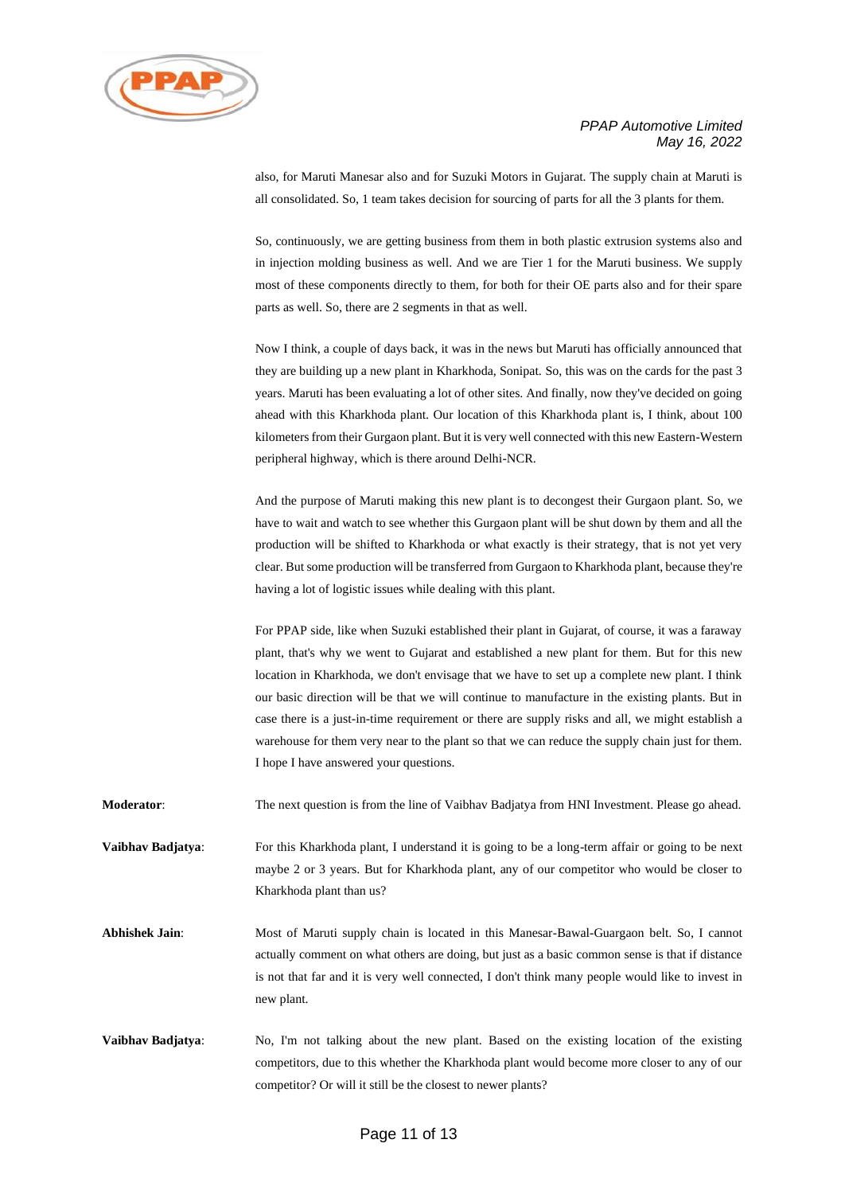also, for Maruti Manesar also and for Suzuki Motors in Gujarat. The supply chain at Maruti is all consolidated. So, 1 team takes decision for sourcing of parts for all the 3 plants for them.

So, continuously, we are getting business from them in both plastic extrusion systems also and in injection molding business as well. And we are Tier 1 for the Maruti business. We supply most of these components directly to them, for both for their OE parts also and for their spare parts as well. So, there are 2 segments in that as well.

Now I think, a couple of days back, it was in the news but Maruti has officially announced that they are building up a new plant in Kharkhoda, Sonipat. So, this was on the cards for the past 3 years. Maruti has been evaluating a lot of other sites. And finally, now they've decided on going ahead with this Kharkhoda plant. Our location of this Kharkhoda plant is, I think, about 100 kilometers from their Gurgaon plant. But it is very well connected with this new Eastern-Western peripheral highway, which is there around Delhi-NCR.

And the purpose of Maruti making this new plant is to decongest their Gurgaon plant. So, we have to wait and watch to see whether this Gurgaon plant will be shut down by them and all the production will be shifted to Kharkhoda or what exactly is their strategy, that is not yet very clear. But some production will be transferred from Gurgaon to Kharkhoda plant, because they're having a lot of logistic issues while dealing with this plant.

For PPAP side, like when Suzuki established their plant in Gujarat, of course, it was a faraway plant, that's why we went to Gujarat and established a new plant for them. But for this new location in Kharkhoda, we don't envisage that we have to set up a complete new plant. I think our basic direction will be that we will continue to manufacture in the existing plants. But in case there is a just-in-time requirement or there are supply risks and all, we might establish a warehouse for them very near to the plant so that we can reduce the supply chain just for them. I hope I have answered your questions.

**Moderator**: The next question is from the line of Vaibhav Badjatya from HNI Investment. Please go ahead.

**Vaibhav Badjatya**: For this Kharkhoda plant, I understand it is going to be a long-term affair or going to be next maybe 2 or 3 years. But for Kharkhoda plant, any of our competitor who would be closer to Kharkhoda plant than us?

**Abhishek Jain**: Most of Maruti supply chain is located in this Manesar-Bawal-Guargaon belt. So, I cannot actually comment on what others are doing, but just as a basic common sense is that if distance is not that far and it is very well connected, I don't think many people would like to invest in new plant.

**Vaibhav Badjatya**: No, I'm not talking about the new plant. Based on the existing location of the existing competitors, due to this whether the Kharkhoda plant would become more closer to any of our competitor? Or will it still be the closest to newer plants?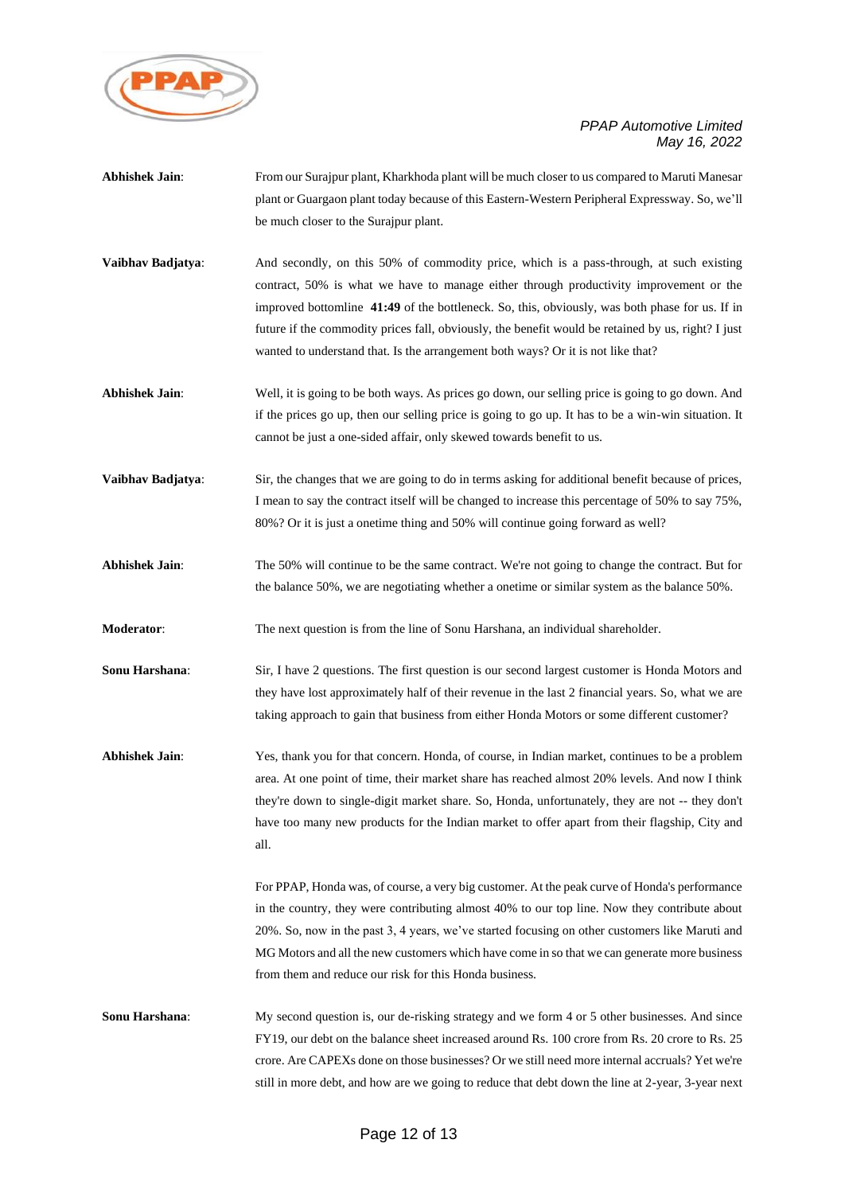**Abhishek Jain**: From our Surajpur plant, Kharkhoda plant will be much closer to us compared to Maruti Manesar plant or Guargaon plant today because of this Eastern-Western Peripheral Expressway. So, we'll be much closer to the Surajpur plant.

**Vaibhav Badjatya**: And secondly, on this 50% of commodity price, which is a pass-through, at such existing contract, 50% is what we have to manage either through productivity improvement or the improved bottomline **41:49** of the bottleneck. So, this, obviously, was both phase for us. If in future if the commodity prices fall, obviously, the benefit would be retained by us, right? I just wanted to understand that. Is the arrangement both ways? Or it is not like that?

**Abhishek Jain**: Well, it is going to be both ways. As prices go down, our selling price is going to go down. And if the prices go up, then our selling price is going to go up. It has to be a win-win situation. It cannot be just a one-sided affair, only skewed towards benefit to us.

**Vaibhav Badjatya**: Sir, the changes that we are going to do in terms asking for additional benefit because of prices, I mean to say the contract itself will be changed to increase this percentage of 50% to say 75%, 80%? Or it is just a onetime thing and 50% will continue going forward as well?

**Abhishek Jain**: The 50% will continue to be the same contract. We're not going to change the contract. But for the balance 50%, we are negotiating whether a onetime or similar system as the balance 50%.

**Moderator**: The next question is from the line of Sonu Harshana, an individual shareholder.

**Sonu Harshana**: Sir, I have 2 questions. The first question is our second largest customer is Honda Motors and they have lost approximately half of their revenue in the last 2 financial years. So, what we are taking approach to gain that business from either Honda Motors or some different customer?

**Abhishek Jain**: Yes, thank you for that concern. Honda, of course, in Indian market, continues to be a problem area. At one point of time, their market share has reached almost 20% levels. And now I think they're down to single-digit market share. So, Honda, unfortunately, they are not -- they don't have too many new products for the Indian market to offer apart from their flagship, City and all.

For PPAP, Honda was, of course, a very big customer. At the peak curve of Honda's performance in the country, they were contributing almost 40% to our top line. Now they contribute about 20%. So, now in the past 3, 4 years, we've started focusing on other customers like Maruti and MG Motors and all the new customers which have come in so that we can generate more business from them and reduce our risk for this Honda business.

**Sonu Harshana**: My second question is, our de-risking strategy and we form 4 or 5 other businesses. And since FY19, our debt on the balance sheet increased around Rs. 100 crore from Rs. 20 crore to Rs. 25 crore. Are CAPEXs done on those businesses? Or we still need more internal accruals? Yet we're still in more debt, and how are we going to reduce that debt down the line at 2-year, 3-year next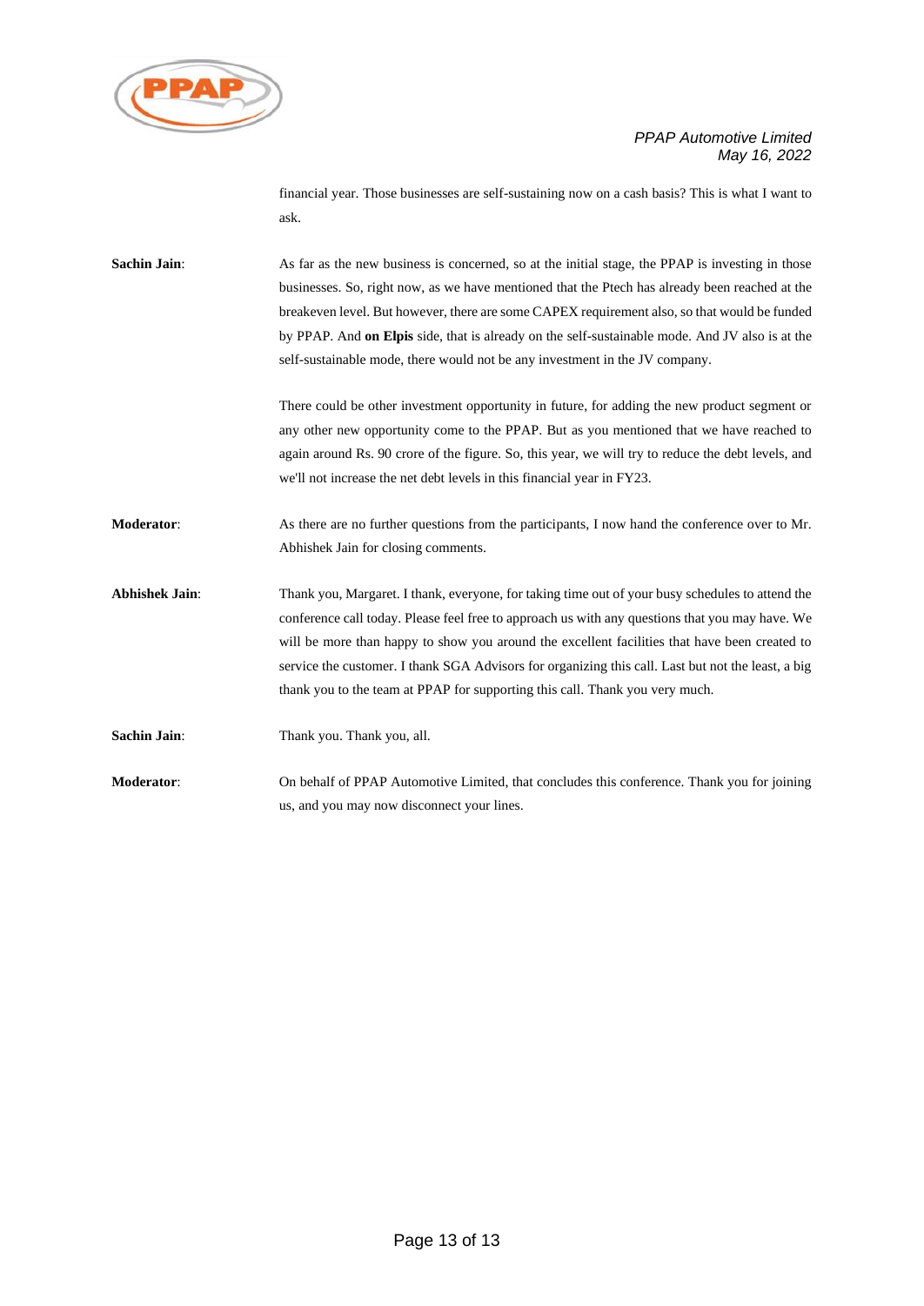financial year. Those businesses are self-sustaining now on a cash basis? This is what I want to ask.

**Sachin Jain**: As far as the new business is concerned, so at the initial stage, the PPAP is investing in those businesses. So, right now, as we have mentioned that the Ptech has already been reached at the breakeven level. But however, there are some CAPEX requirement also, so that would be funded by PPAP. And **on Elpis** side, that is already on the self-sustainable mode. And JV also is at the self-sustainable mode, there would not be any investment in the JV company.

There could be other investment opportunity in future, for adding the new product segment or any other new opportunity come to the PPAP. But as you mentioned that we have reached to again around Rs. 90 crore of the figure. So, this year, we will try to reduce the debt levels, and we'll not increase the net debt levels in this financial year in FY23.

**Moderator**: As there are no further questions from the participants, I now hand the conference over to Mr. Abhishek Jain for closing comments.

**Abhishek Jain**: Thank you, Margaret. I thank, everyone, for taking time out of your busy schedules to attend the conference call today. Please feel free to approach us with any questions that you may have. We will be more than happy to show you around the excellent facilities that have been created to service the customer. I thank SGA Advisors for organizing this call. Last but not the least, a big thank you to the team at PPAP for supporting this call. Thank you very much.

**Sachin Jain**: Thank you. Thank you, all.

**Moderator**: On behalf of PPAP Automotive Limited, that concludes this conference. Thank you for joining us, and you may now disconnect your lines.